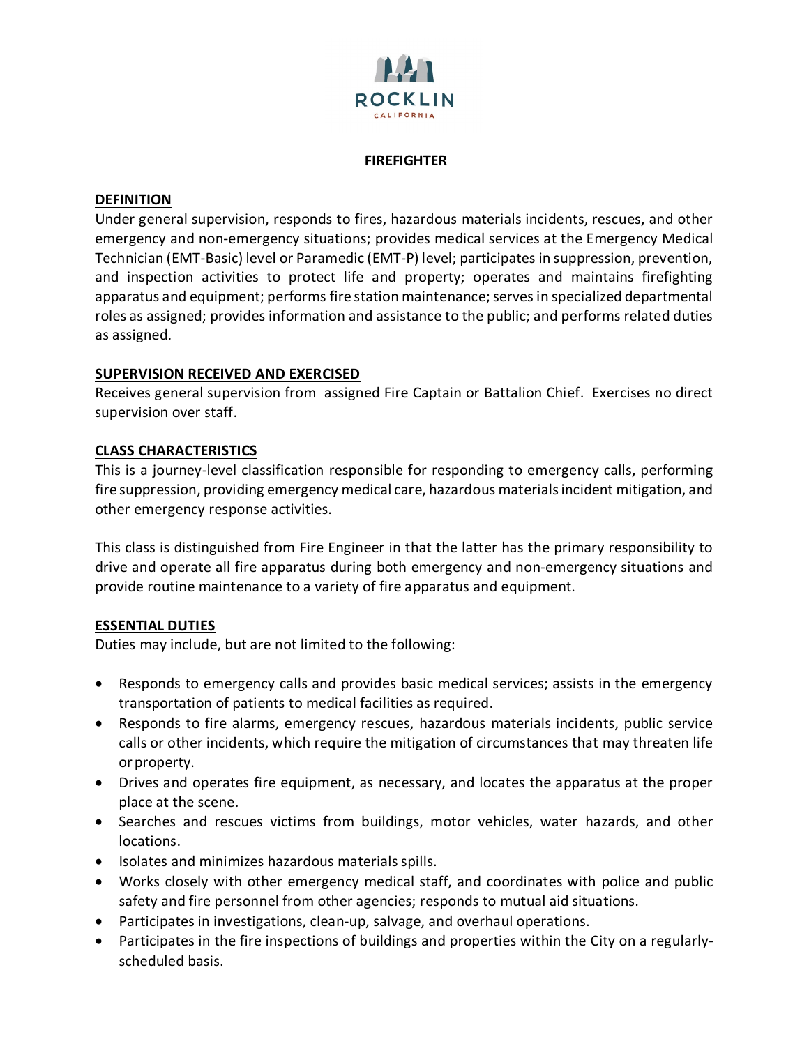ROCKLIN

CALIFORNIA

# FIREFIGHTER

## DEFINITION

Under general supervision, responds to fires, hazardous materials incidents, rescues, and other emergency and non-emergency situations; provides medical services at the Emergency Medical Technician (EMT-Basic) level or Paramedic (EMT-P) level; participates in suppression, prevention, and inspection activities to protect life and property; operates and maintains firefighting apparatus and equipment; performs fire station maintenance; serves in specialized departmental roles as assigned; provides information and assistance to the public; and performs related duties as assigned.

## SUPERVISION RECEIVED AND EXERCISED

Receives general supervision from assigned Fire Captain or Battalion Chief. Exercises no direct supervision over staff.

## CLASS CHARACTERISTICS

This is a journey-level classification responsible for responding to emergency calls, performing fire suppression, providing emergency medical care, hazardous materials incident mitigation, and other emergency response activities.

This class is distinguished from Fire Engineer in that the latter has the primary responsibility to drive and operate all fire apparatus during both emergency and non-emergency situations and provide routine maintenance to a variety of fire apparatus and equipment.

## ESSENTIAL DUTIES

Duties may include, but are not limited to the following:

- Responds to emergency calls and provides basic medical services; assists in the emergency transportation of patients to medical facilities as required.
- Responds to fire alarms, emergency rescues, hazardous materials incidents, public service calls or other incidents, which require the mitigation of circumstances that may threaten life or property.
- Drives and operates fire equipment, as necessary, and locates the apparatus at the proper place at the scene.
- Searches and rescues victims from buildings, motor vehicles, water hazards, and other locations.
- Isolates and minimizes hazardous materials spills.
- Works closely with other emergency medical staff, and coordinates with police and public safety and fire personnel from other agencies; responds to mutual aid situations.
- Participates in investigations, clean-up, salvage, and overhaul operations.
- Participates in the fire inspections of buildings and properties within the City on a regularly-scheduled basis.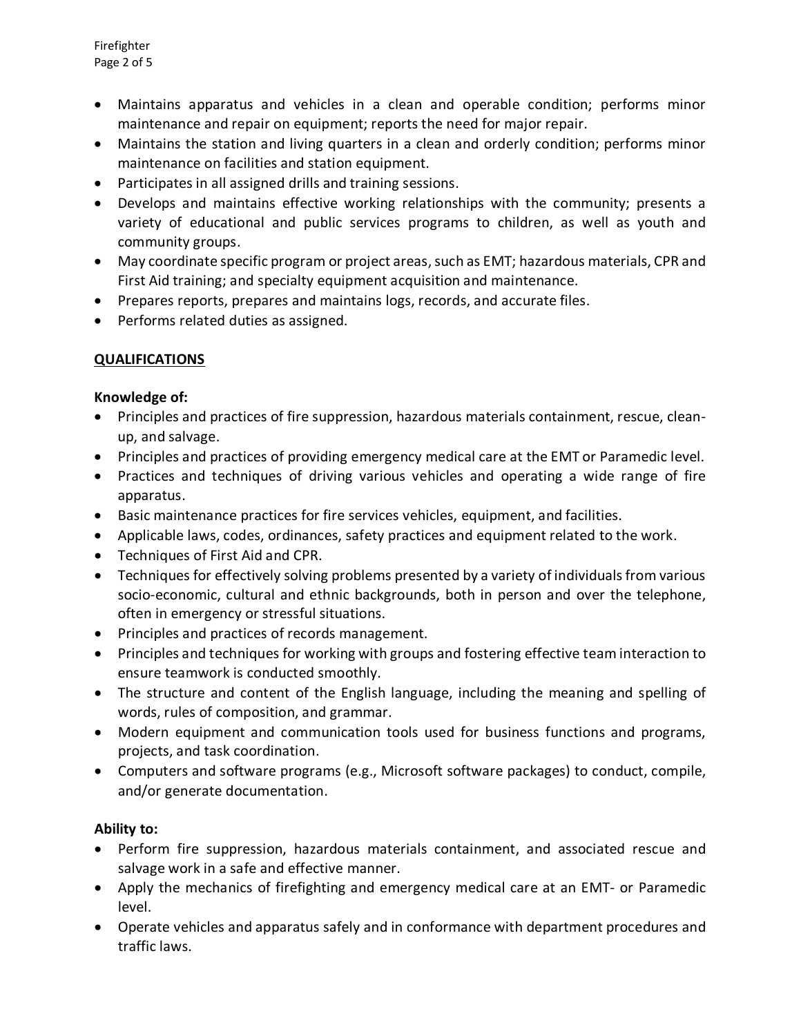- Maintains apparatus and vehicles in a clean and operable condition; performs minor maintenance and repair on equipment; reports the need for major repair.
- Maintains the station and living quarters in a clean and orderly condition; performs minor maintenance on facilities and station equipment.
- Participates in all assigned drills and training sessions.
- Develops and maintains effective working relationships with the community; presents a variety of educational and public services programs to children, as well as youth and community groups.
- May coordinate specific program or project areas, such as EMT; hazardous materials, CPR and First Aid training; and specialty equipment acquisition and maintenance.
- Prepares reports, prepares and maintains logs, records, and accurate files.
- Performs related duties as assigned.

## QUALIFICATIONS

**Knowledge of:**

- Principles and practices of fire suppression, hazardous materials containment, rescue, clean-up, and salvage.
- Principles and practices of providing emergency medical care at the EMT or Paramedic level.
- Practices and techniques of driving various vehicles and operating a wide range of fire apparatus.
- Basic maintenance practices for fire services vehicles, equipment, and facilities.
- Applicable laws, codes, ordinances, safety practices and equipment related to the work.
- Techniques of First Aid and CPR.
- Techniques for effectively solving problems presented by a variety of individuals from various socio-economic, cultural and ethnic backgrounds, both in person and over the telephone, often in emergency or stressful situations.
- Principles and practices of records management.
- Principles and techniques for working with groups and fostering effective team interaction to ensure teamwork is conducted smoothly.
- The structure and content of the English language, including the meaning and spelling of words, rules of composition, and grammar.
- Modern equipment and communication tools used for business functions and programs, projects, and task coordination.
- Computers and software programs (e.g., Microsoft software packages) to conduct, compile, and/or generate documentation.

**Ability to:**

- Perform fire suppression, hazardous materials containment, and associated rescue and salvage work in a safe and effective manner.
- Apply the mechanics of firefighting and emergency medical care at an EMT- or Paramedic level.
- Operate vehicles and apparatus safely and in conformance with department procedures and traffic laws.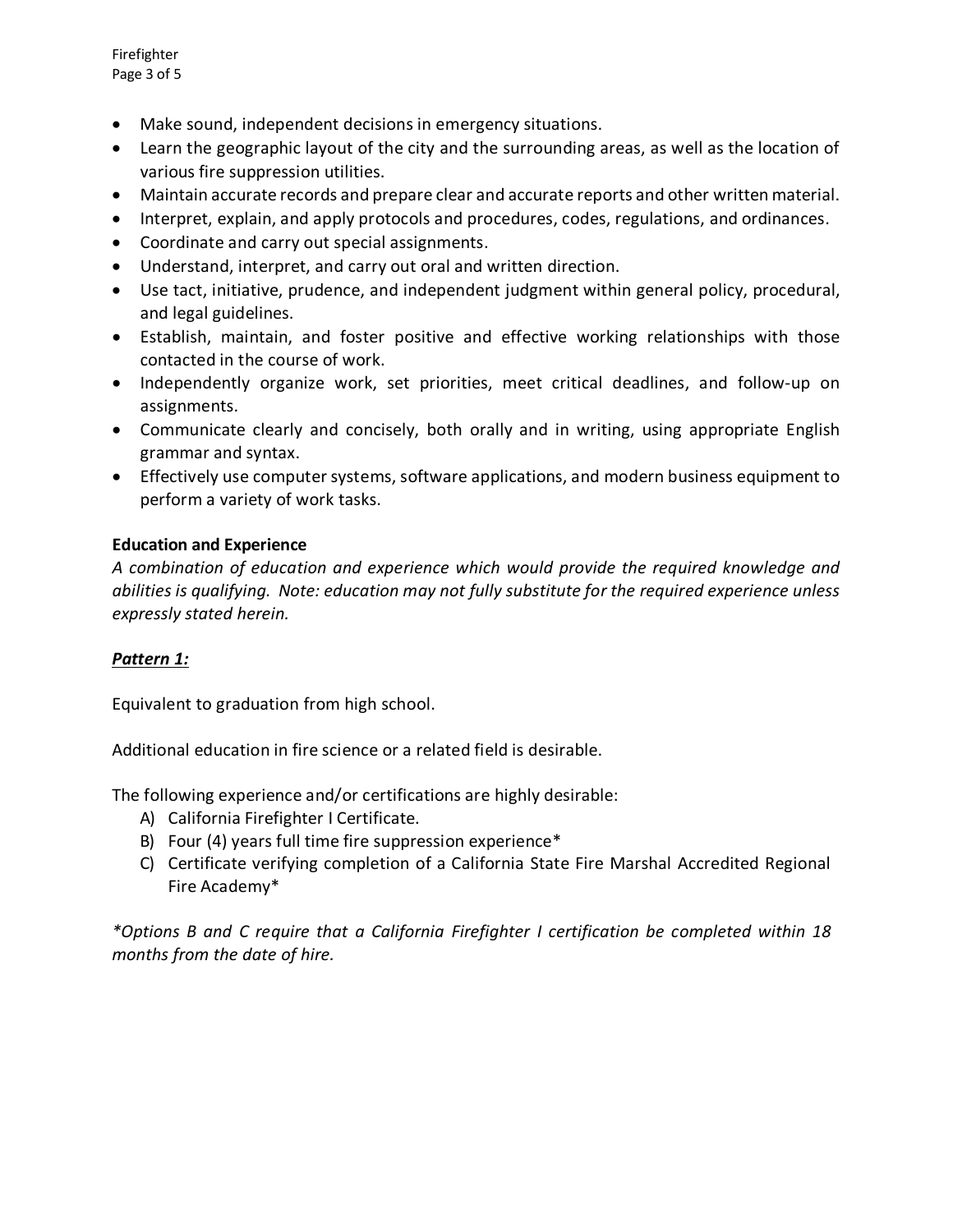- Make sound, independent decisions in emergency situations.
- Learn the geographic layout of the city and the surrounding areas, as well as the location of various fire suppression utilities.
- Maintain accurate records and prepare clear and accurate reports and other written material.
- Interpret, explain, and apply protocols and procedures, codes, regulations, and ordinances.
- Coordinate and carry out special assignments.
- Understand, interpret, and carry out oral and written direction.
- Use tact, initiative, prudence, and independent judgment within general policy, procedural, and legal guidelines.
- Establish, maintain, and foster positive and effective working relationships with those contacted in the course of work.
- Independently organize work, set priorities, meet critical deadlines, and follow-up on assignments.
- Communicate clearly and concisely, both orally and in writing, using appropriate English grammar and syntax.
- Effectively use computer systems, software applications, and modern business equipment to perform a variety of work tasks.

**Education and Experience**

*A combination of education and experience which would provide the required knowledge and abilities is qualifying. Note: education may not fully substitute for the required experience unless expressly stated herein.*

***Pattern 1:***

Equivalent to graduation from high school.

Additional education in fire science or a related field is desirable.

The following experience and/or certifications are highly desirable:

A) California Firefighter I Certificate.
B) Four (4) years full time fire suppression experience*
C) Certificate verifying completion of a California State Fire Marshal Accredited Regional Fire Academy*

*\*Options B and C require that a California Firefighter I certification be completed within 18 months from the date of hire.*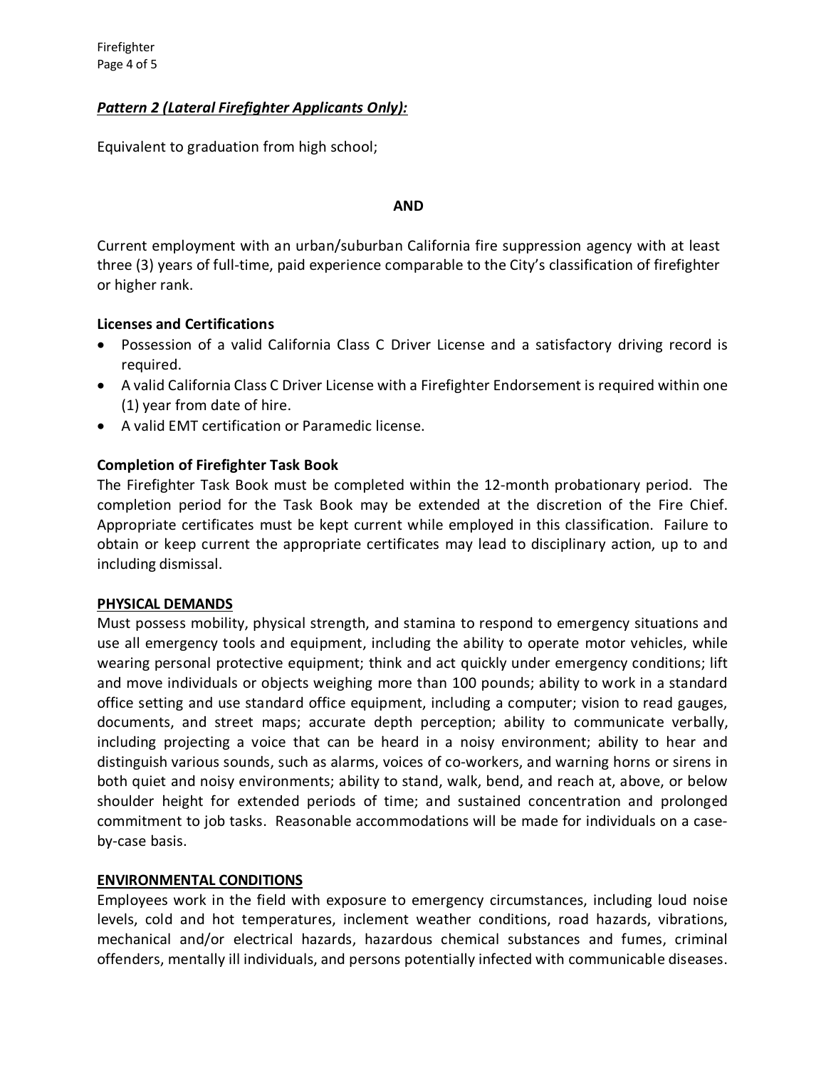***Pattern 2 (Lateral Firefighter Applicants Only):***

Equivalent to graduation from high school;

**AND**

Current employment with an urban/suburban California fire suppression agency with at least three (3) years of full-time, paid experience comparable to the City's classification of firefighter or higher rank.

**Licenses and Certifications**

- Possession of a valid California Class C Driver License and a satisfactory driving record is required.
- A valid California Class C Driver License with a Firefighter Endorsement is required within one (1) year from date of hire.
- A valid EMT certification or Paramedic license.

**Completion of Firefighter Task Book**

The Firefighter Task Book must be completed within the 12-month probationary period. The completion period for the Task Book may be extended at the discretion of the Fire Chief. Appropriate certificates must be kept current while employed in this classification. Failure to obtain or keep current the appropriate certificates may lead to disciplinary action, up to and including dismissal.

## PHYSICAL DEMANDS

Must possess mobility, physical strength, and stamina to respond to emergency situations and use all emergency tools and equipment, including the ability to operate motor vehicles, while wearing personal protective equipment; think and act quickly under emergency conditions; lift and move individuals or objects weighing more than 100 pounds; ability to work in a standard office setting and use standard office equipment, including a computer; vision to read gauges, documents, and street maps; accurate depth perception; ability to communicate verbally, including projecting a voice that can be heard in a noisy environment; ability to hear and distinguish various sounds, such as alarms, voices of co-workers, and warning horns or sirens in both quiet and noisy environments; ability to stand, walk, bend, and reach at, above, or below shoulder height for extended periods of time; and sustained concentration and prolonged commitment to job tasks. Reasonable accommodations will be made for individuals on a case-by-case basis.

## ENVIRONMENTAL CONDITIONS

Employees work in the field with exposure to emergency circumstances, including loud noise levels, cold and hot temperatures, inclement weather conditions, road hazards, vibrations, mechanical and/or electrical hazards, hazardous chemical substances and fumes, criminal offenders, mentally ill individuals, and persons potentially infected with communicable diseases.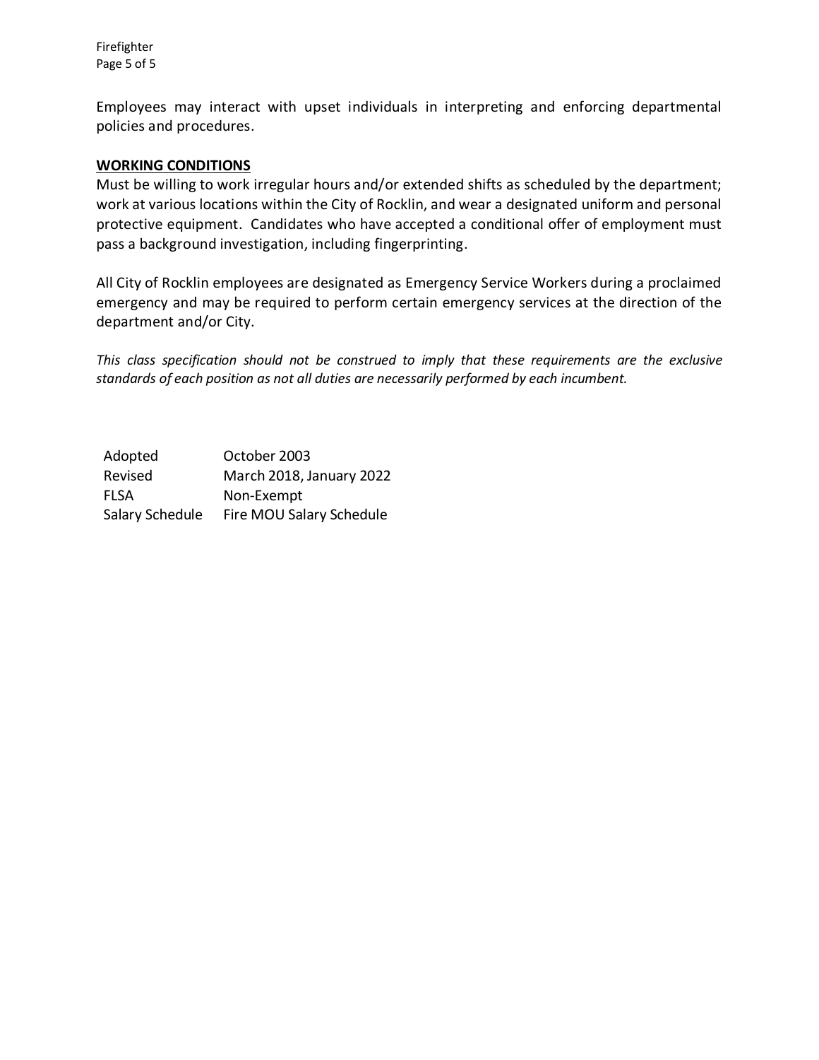Employees may interact with upset individuals in interpreting and enforcing departmental policies and procedures.

**WORKING CONDITIONS**

Must be willing to work irregular hours and/or extended shifts as scheduled by the department; work at various locations within the City of Rocklin, and wear a designated uniform and personal protective equipment. Candidates who have accepted a conditional offer of employment must pass a background investigation, including fingerprinting.

All City of Rocklin employees are designated as Emergency Service Workers during a proclaimed emergency and may be required to perform certain emergency services at the direction of the department and/or City.

*This class specification should not be construed to imply that these requirements are the exclusive standards of each position as not all duties are necessarily performed by each incumbent.*

| | |
|---|---|
| Adopted | October 2003 |
| Revised | March 2018, January 2022 |
| FLSA | Non-Exempt |
| Salary Schedule | Fire MOU Salary Schedule |